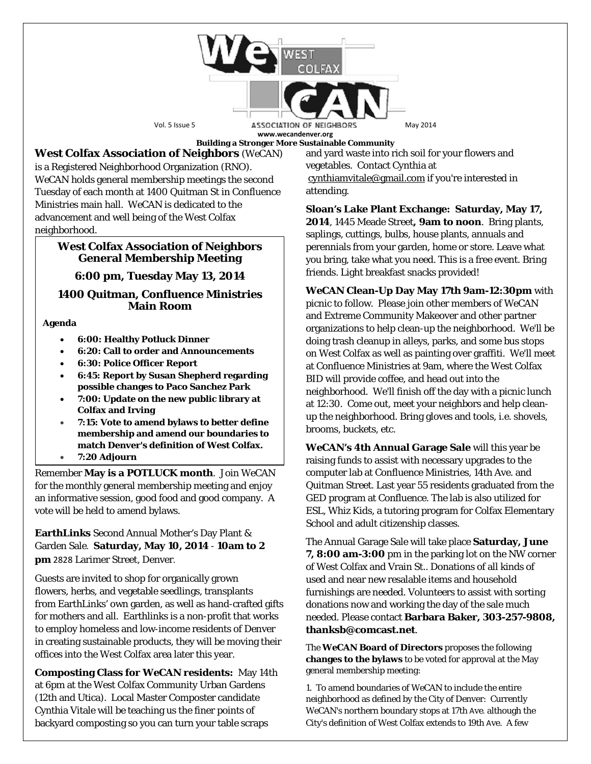# WeCAN West Colfax Association of Neighbors

Vol. 5 Issue 5 — May 2014

www.wecandenver.org

**Building a Stronger More Sustainable Community**

**West Colfax Association of Neighbors** (WeCAN) is a Registered Neighborhood Organization (RNO). WeCAN holds general membership meetings the second Tuesday of each month at 1400 Quitman St in Confluence Ministries main hall. WeCAN is dedicated to the advancement and well being of the West Colfax neighborhood.

## West Colfax Association of Neighbors General Membership Meeting

### 6:00 pm, Tuesday May 13, 2014

### 1400 Quitman, Confluence Ministries Main Room

**Agenda**

- **6:00: Healthy Potluck Dinner**
- **6:20: Call to order and Announcements**
- **6:30: Police Officer Report**
- **6:45: Report by Susan Shepherd regarding possible changes to Paco Sanchez Park**
- **7:00: Update on the new public library at Colfax and Irving**
- **7:15: Vote to amend bylaws to better define membership and amend our boundaries to match Denver's definition of West Colfax.**
- **7:20 Adjourn**

Remember **May is a POTLUCK month**. Join WeCAN for the monthly general membership meeting and enjoy an informative session, good food and good company. A vote will be held to amend bylaws.

**EarthLinks** Second Annual Mother's Day Plant & Garden Sale. **Saturday, May 10, 2014** - **10am to 2 pm** 2828 Larimer Street, Denver.

Guests are invited to shop for organically grown flowers, herbs, and vegetable seedlings, transplants from EarthLinks' own garden, as well as hand-crafted gifts for mothers and all. Earthlinks is a non-profit that works to employ homeless and low-income residents of Denver in creating sustainable products, they will be moving their offices into the West Colfax area later this year.

**Composting Class for WeCAN residents:** May 14th at 6pm at the West Colfax Community Urban Gardens (12th and Utica). Local Master Composter candidate Cynthia Vitale will be teaching us the finer points of backyard composting so you can turn your table scraps and yard waste into rich soil for your flowers and vegetables. Contact Cynthia at cynthiamvitale@gmail.com if you're interested in attending.

**Sloan's Lake Plant Exchange: Saturday, May 17, 2014**, 1445 Meade Street**, 9am to noon**. Bring plants, saplings, cuttings, bulbs, house plants, annuals and perennials from your garden, home or store. Leave what you bring, take what you need. This is a free event. Bring friends. Light breakfast snacks provided!

**WeCAN Clean-Up Day May 17th 9am-12:30pm** with picnic to follow. Please join other members of WeCAN and Extreme Community Makeover and other partner organizations to help clean-up the neighborhood. We'll be doing trash cleanup in alleys, parks, and some bus stops on West Colfax as well as painting over graffiti. We'll meet at Confluence Ministries at 9am, where the West Colfax BID will provide coffee, and head out into the neighborhood. We'll finish off the day with a picnic lunch at 12:30. Come out, meet your neighbors and help clean-up the neighborhood. Bring gloves and tools, i.e. shovels, brooms, buckets, etc.

**WeCAN's 4th Annual Garage Sale** will this year be raising funds to assist with necessary upgrades to the computer lab at Confluence Ministries, 14th Ave. and Quitman Street. Last year 55 residents graduated from the GED program at Confluence. The lab is also utilized for ESL, Whiz Kids, a tutoring program for Colfax Elementary School and adult citizenship classes.

The Annual Garage Sale will take place **Saturday, June 7, 8:00 am-3:00** pm in the parking lot on the NW corner of West Colfax and Vrain St.. Donations of all kinds of used and near new resalable items and household furnishings are needed. Volunteers to assist with sorting donations now and working the day of the sale much needed. Please contact **Barbara Baker, 303-257-9808, thanksb@comcast.net**.

The **WeCAN Board of Directors** proposes the following **changes to the bylaws** to be voted for approval at the May general membership meeting:

1. To amend boundaries of WeCAN to include the entire neighborhood as defined by the City of Denver: Currently WeCAN's northern boundary stops at 17th Ave. although the City's definition of West Colfax extends to 19th Ave. A few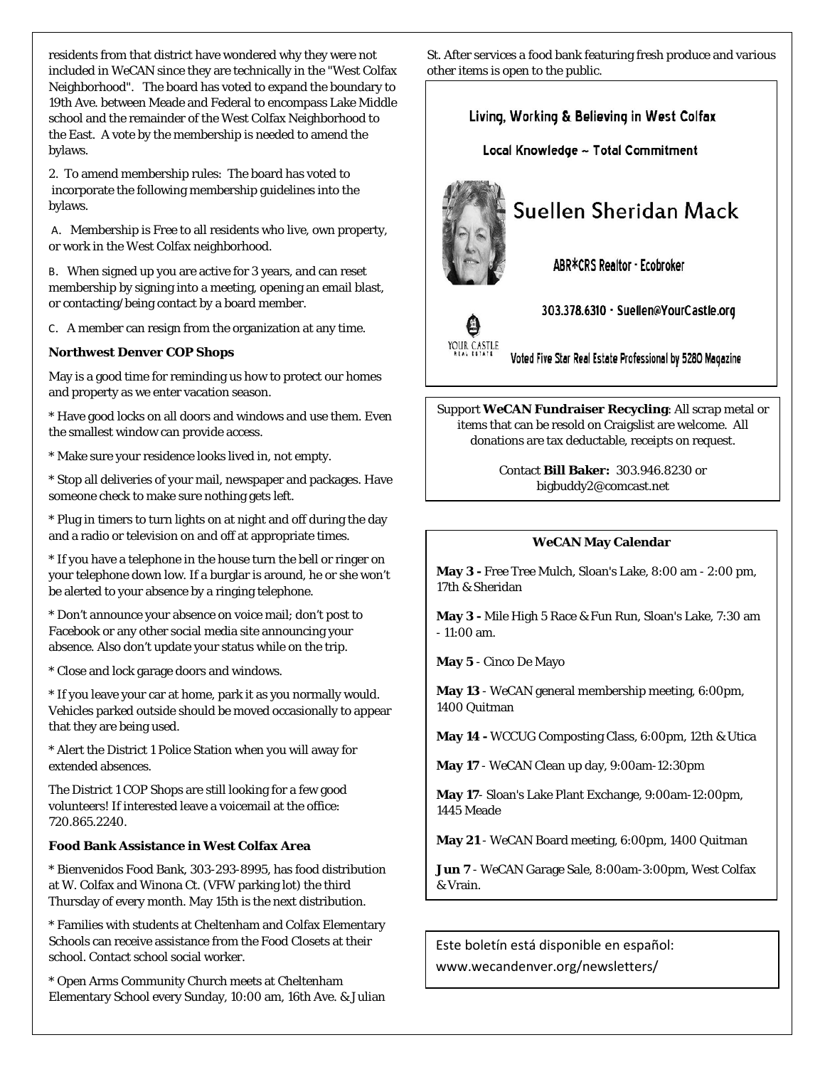residents from that district have wondered why they were not included in WeCAN since they are technically in the "West Colfax Neighborhood". The board has voted to expand the boundary to 19th Ave. between Meade and Federal to encompass Lake Middle school and the remainder of the West Colfax Neighborhood to the East. A vote by the membership is needed to amend the bylaws.

2. To amend membership rules: The board has voted to incorporate the following membership guidelines into the bylaws.

A. Membership is Free to all residents who live, own property, or work in the West Colfax neighborhood.

B. When signed up you are active for 3 years, and can reset membership by signing into a meeting, opening an email blast, or contacting/being contact by a board member.

C. A member can resign from the organization at any time.

**Northwest Denver COP Shops**

May is a good time for reminding us how to protect our homes and property as we enter vacation season.

* Have good locks on all doors and windows and use them. Even the smallest window can provide access.

* Make sure your residence looks lived in, not empty.

* Stop all deliveries of your mail, newspaper and packages. Have someone check to make sure nothing gets left.

* Plug in timers to turn lights on at night and off during the day and a radio or television on and off at appropriate times.

* If you have a telephone in the house turn the bell or ringer on your telephone down low. If a burglar is around, he or she won't be alerted to your absence by a ringing telephone.

* Don't announce your absence on voice mail; don't post to Facebook or any other social media site announcing your absence. Also don't update your status while on the trip.

* Close and lock garage doors and windows.

* If you leave your car at home, park it as you normally would. Vehicles parked outside should be moved occasionally to appear that they are being used.

* Alert the District 1 Police Station when you will away for extended absences.

The District 1 COP Shops are still looking for a few good volunteers! If interested leave a voicemail at the office: 720.865.2240.

**Food Bank Assistance in West Colfax Area**

* Bienvenidos Food Bank, 303-293-8995, has food distribution at W. Colfax and Winona Ct. (VFW parking lot) the third Thursday of every month. May 15th is the next distribution.

* Families with students at Cheltenham and Colfax Elementary Schools can receive assistance from the Food Closets at their school. Contact school social worker.

* Open Arms Community Church meets at Cheltenham Elementary School every Sunday, 10:00 am, 16th Ave. & Julian St. After services a food bank featuring fresh produce and various other items is open to the public.

Living, Working & Believing in West Colfax

Local Knowledge ~ Total Commitment

Suellen Sheridan Mack

ABR*CRS Realtor - Ecobroker

303.378.6310 · Suellen@YourCastle.org

YOUR CASTLE REAL ESTATE

Voted Five Star Real Estate Professional by 5280 Magazine

Support **WeCAN Fundraiser Recycling**: All scrap metal or items that can be resold on Craigslist are welcome. All donations are tax deductable, receipts on request.

Contact **Bill Baker:** 303.946.8230 or bigbuddy2@comcast.net

**WeCAN May Calendar**

**May 3 -** Free Tree Mulch, Sloan's Lake, 8:00 am - 2:00 pm, 17th & Sheridan

**May 3 -** Mile High 5 Race & Fun Run, Sloan's Lake, 7:30 am - 11:00 am.

**May 5** - Cinco De Mayo

**May 13** - WeCAN general membership meeting, 6:00pm, 1400 Quitman

**May 14 -** WCCUG Composting Class, 6:00pm, 12th & Utica

**May 17** - WeCAN Clean up day, 9:00am-12:30pm

**May 17**- Sloan's Lake Plant Exchange, 9:00am-12:00pm, 1445 Meade

**May 21** - WeCAN Board meeting, 6:00pm, 1400 Quitman

**Jun 7** - WeCAN Garage Sale, 8:00am-3:00pm, West Colfax & Vrain.

Este boletín está disponible en español: www.wecandenver.org/newsletters/